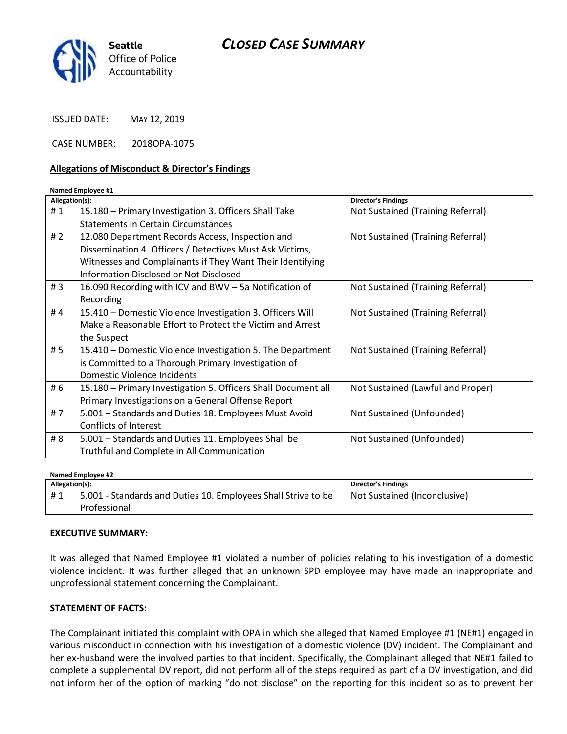Seattle Office of Police Accountability

# CLOSED CASE SUMMARY

ISSUED DATE: MAY 12, 2019

CASE NUMBER: 2018OPA-1075

## Allegations of Misconduct & Director's Findings

**Named Employee #1**

| Allegation(s): | | Director's Findings |
|---|---|---|
| # 1 | 15.180 – Primary Investigation 3. Officers Shall Take Statements in Certain Circumstances | Not Sustained (Training Referral) |
| # 2 | 12.080 Department Records Access, Inspection and Dissemination 4. Officers / Detectives Must Ask Victims, Witnesses and Complainants if They Want Their Identifying Information Disclosed or Not Disclosed | Not Sustained (Training Referral) |
| # 3 | 16.090 Recording with ICV and BWV – 5a Notification of Recording | Not Sustained (Training Referral) |
| # 4 | 15.410 – Domestic Violence Investigation 3. Officers Will Make a Reasonable Effort to Protect the Victim and Arrest the Suspect | Not Sustained (Training Referral) |
| # 5 | 15.410 – Domestic Violence Investigation 5. The Department is Committed to a Thorough Primary Investigation of Domestic Violence Incidents | Not Sustained (Training Referral) |
| # 6 | 15.180 – Primary Investigation 5. Officers Shall Document all Primary Investigations on a General Offense Report | Not Sustained (Lawful and Proper) |
| # 7 | 5.001 – Standards and Duties 18. Employees Must Avoid Conflicts of Interest | Not Sustained (Unfounded) |
| # 8 | 5.001 – Standards and Duties 11. Employees Shall be Truthful and Complete in All Communication | Not Sustained (Unfounded) |

**Named Employee #2**

| Allegation(s): | | Director's Findings |
|---|---|---|
| # 1 | 5.001 - Standards and Duties 10. Employees Shall Strive to be Professional | Not Sustained (Inconclusive) |

## EXECUTIVE SUMMARY:

It was alleged that Named Employee #1 violated a number of policies relating to his investigation of a domestic violence incident. It was further alleged that an unknown SPD employee may have made an inappropriate and unprofessional statement concerning the Complainant.

## STATEMENT OF FACTS:

The Complainant initiated this complaint with OPA in which she alleged that Named Employee #1 (NE#1) engaged in various misconduct in connection with his investigation of a domestic violence (DV) incident. The Complainant and her ex-husband were the involved parties to that incident. Specifically, the Complainant alleged that NE#1 failed to complete a supplemental DV report, did not perform all of the steps required as part of a DV investigation, and did not inform her of the option of marking "do not disclose" on the reporting for this incident so as to prevent her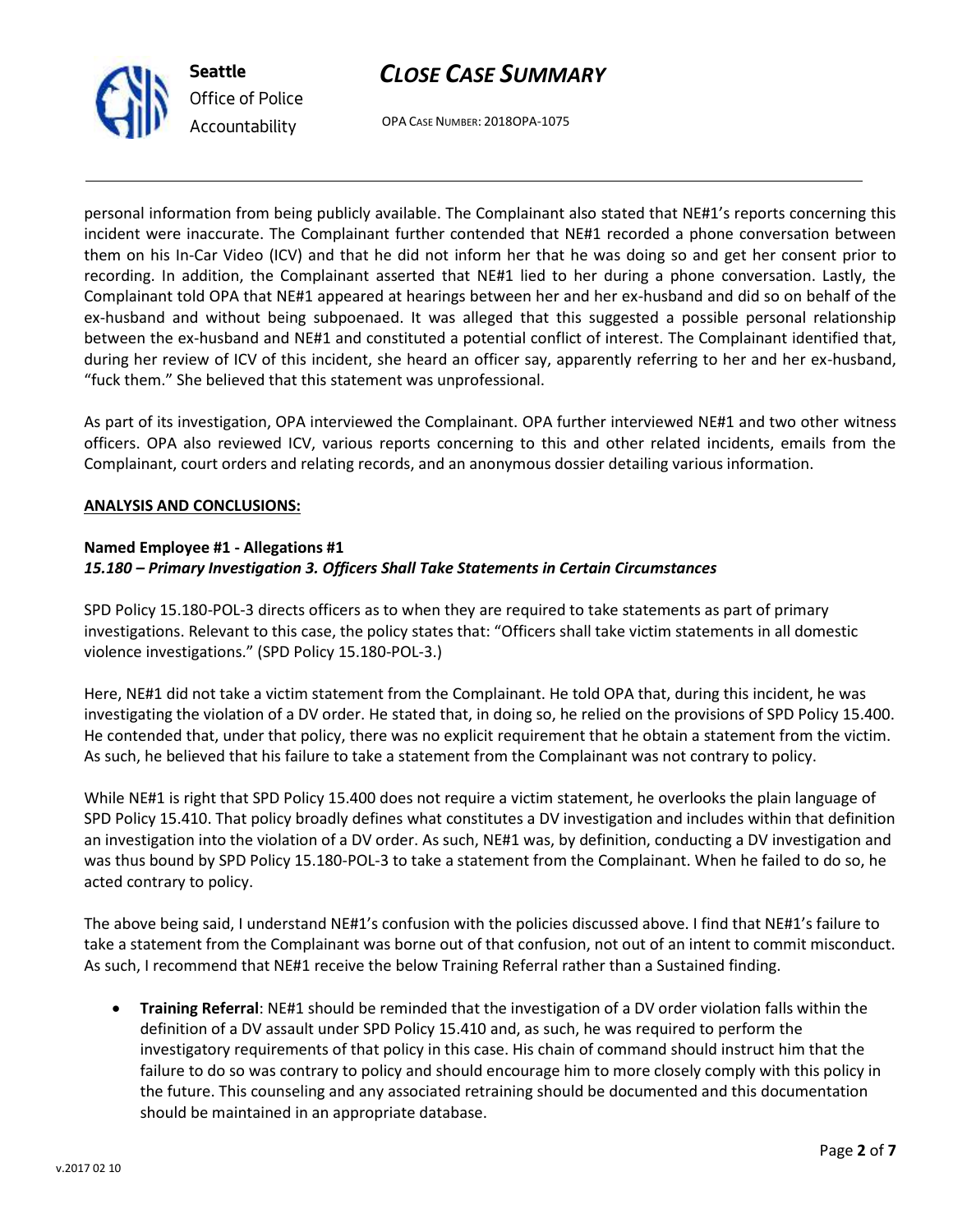personal information from being publicly available. The Complainant also stated that NE#1's reports concerning this incident were inaccurate. The Complainant further contended that NE#1 recorded a phone conversation between them on his In-Car Video (ICV) and that he did not inform her that he was doing so and get her consent prior to recording. In addition, the Complainant asserted that NE#1 lied to her during a phone conversation. Lastly, the Complainant told OPA that NE#1 appeared at hearings between her and her ex-husband and did so on behalf of the ex-husband and without being subpoenaed. It was alleged that this suggested a possible personal relationship between the ex-husband and NE#1 and constituted a potential conflict of interest. The Complainant identified that, during her review of ICV of this incident, she heard an officer say, apparently referring to her and her ex-husband, "fuck them." She believed that this statement was unprofessional.

As part of its investigation, OPA interviewed the Complainant. OPA further interviewed NE#1 and two other witness officers. OPA also reviewed ICV, various reports concerning to this and other related incidents, emails from the Complainant, court orders and relating records, and an anonymous dossier detailing various information.

**ANALYSIS AND CONCLUSIONS:**

**Named Employee #1 - Allegations #1**
***15.180 – Primary Investigation 3. Officers Shall Take Statements in Certain Circumstances***

SPD Policy 15.180-POL-3 directs officers as to when they are required to take statements as part of primary investigations. Relevant to this case, the policy states that: "Officers shall take victim statements in all domestic violence investigations." (SPD Policy 15.180-POL-3.)

Here, NE#1 did not take a victim statement from the Complainant. He told OPA that, during this incident, he was investigating the violation of a DV order. He stated that, in doing so, he relied on the provisions of SPD Policy 15.400. He contended that, under that policy, there was no explicit requirement that he obtain a statement from the victim. As such, he believed that his failure to take a statement from the Complainant was not contrary to policy.

While NE#1 is right that SPD Policy 15.400 does not require a victim statement, he overlooks the plain language of SPD Policy 15.410. That policy broadly defines what constitutes a DV investigation and includes within that definition an investigation into the violation of a DV order. As such, NE#1 was, by definition, conducting a DV investigation and was thus bound by SPD Policy 15.180-POL-3 to take a statement from the Complainant. When he failed to do so, he acted contrary to policy.

The above being said, I understand NE#1's confusion with the policies discussed above. I find that NE#1's failure to take a statement from the Complainant was borne out of that confusion, not out of an intent to commit misconduct. As such, I recommend that NE#1 receive the below Training Referral rather than a Sustained finding.

- **Training Referral**: NE#1 should be reminded that the investigation of a DV order violation falls within the definition of a DV assault under SPD Policy 15.410 and, as such, he was required to perform the investigatory requirements of that policy in this case. His chain of command should instruct him that the failure to do so was contrary to policy and should encourage him to more closely comply with this policy in the future. This counseling and any associated retraining should be documented and this documentation should be maintained in an appropriate database.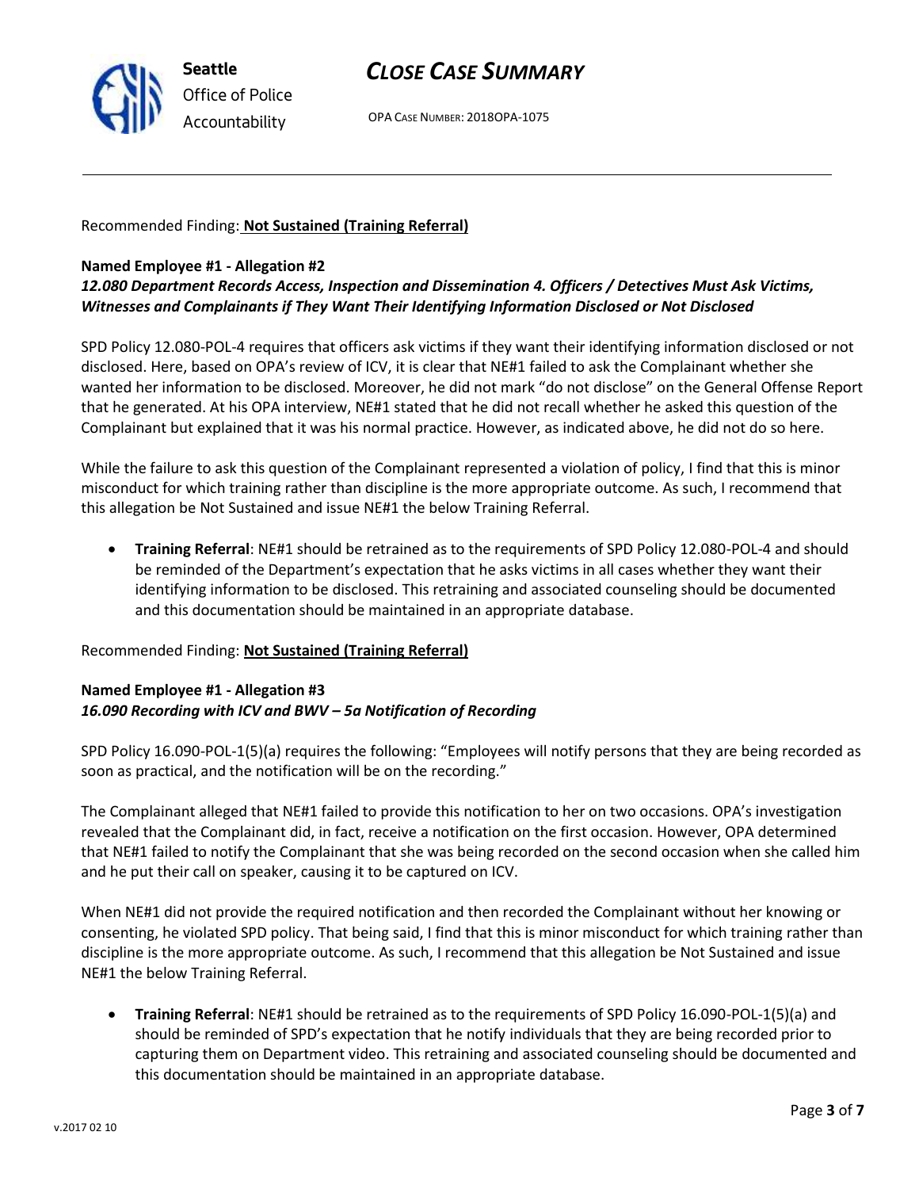Recommended Finding: **Not Sustained (Training Referral)**

**Named Employee #1 - Allegation #2**
***12.080 Department Records Access, Inspection and Dissemination 4. Officers / Detectives Must Ask Victims, Witnesses and Complainants if They Want Their Identifying Information Disclosed or Not Disclosed***

SPD Policy 12.080-POL-4 requires that officers ask victims if they want their identifying information disclosed or not disclosed. Here, based on OPA's review of ICV, it is clear that NE#1 failed to ask the Complainant whether she wanted her information to be disclosed. Moreover, he did not mark "do not disclose" on the General Offense Report that he generated. At his OPA interview, NE#1 stated that he did not recall whether he asked this question of the Complainant but explained that it was his normal practice. However, as indicated above, he did not do so here.

While the failure to ask this question of the Complainant represented a violation of policy, I find that this is minor misconduct for which training rather than discipline is the more appropriate outcome. As such, I recommend that this allegation be Not Sustained and issue NE#1 the below Training Referral.

- **Training Referral**: NE#1 should be retrained as to the requirements of SPD Policy 12.080-POL-4 and should be reminded of the Department's expectation that he asks victims in all cases whether they want their identifying information to be disclosed. This retraining and associated counseling should be documented and this documentation should be maintained in an appropriate database.

Recommended Finding: **Not Sustained (Training Referral)**

**Named Employee #1 - Allegation #3**
***16.090 Recording with ICV and BWV – 5a Notification of Recording***

SPD Policy 16.090-POL-1(5)(a) requires the following: "Employees will notify persons that they are being recorded as soon as practical, and the notification will be on the recording."

The Complainant alleged that NE#1 failed to provide this notification to her on two occasions. OPA's investigation revealed that the Complainant did, in fact, receive a notification on the first occasion. However, OPA determined that NE#1 failed to notify the Complainant that she was being recorded on the second occasion when she called him and he put their call on speaker, causing it to be captured on ICV.

When NE#1 did not provide the required notification and then recorded the Complainant without her knowing or consenting, he violated SPD policy. That being said, I find that this is minor misconduct for which training rather than discipline is the more appropriate outcome. As such, I recommend that this allegation be Not Sustained and issue NE#1 the below Training Referral.

- **Training Referral**: NE#1 should be retrained as to the requirements of SPD Policy 16.090-POL-1(5)(a) and should be reminded of SPD's expectation that he notify individuals that they are being recorded prior to capturing them on Department video. This retraining and associated counseling should be documented and this documentation should be maintained in an appropriate database.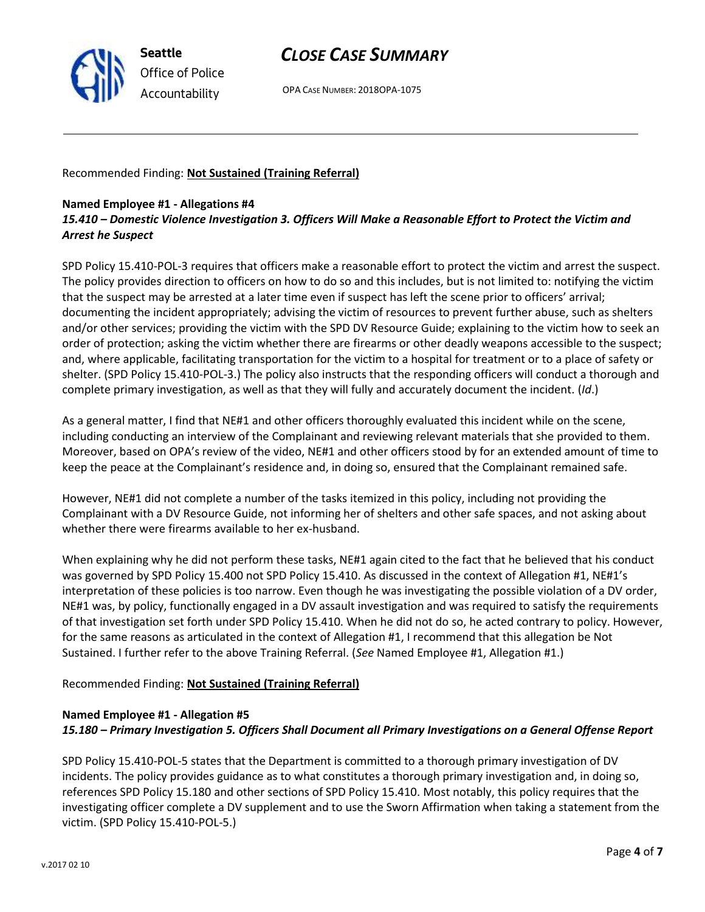Recommended Finding: **Not Sustained (Training Referral)**

**Named Employee #1 - Allegations #4**
***15.410 – Domestic Violence Investigation 3. Officers Will Make a Reasonable Effort to Protect the Victim and Arrest he Suspect***

SPD Policy 15.410-POL-3 requires that officers make a reasonable effort to protect the victim and arrest the suspect. The policy provides direction to officers on how to do so and this includes, but is not limited to: notifying the victim that the suspect may be arrested at a later time even if suspect has left the scene prior to officers' arrival; documenting the incident appropriately; advising the victim of resources to prevent further abuse, such as shelters and/or other services; providing the victim with the SPD DV Resource Guide; explaining to the victim how to seek an order of protection; asking the victim whether there are firearms or other deadly weapons accessible to the suspect; and, where applicable, facilitating transportation for the victim to a hospital for treatment or to a place of safety or shelter. (SPD Policy 15.410-POL-3.) The policy also instructs that the responding officers will conduct a thorough and complete primary investigation, as well as that they will fully and accurately document the incident. (*Id*.)

As a general matter, I find that NE#1 and other officers thoroughly evaluated this incident while on the scene, including conducting an interview of the Complainant and reviewing relevant materials that she provided to them. Moreover, based on OPA's review of the video, NE#1 and other officers stood by for an extended amount of time to keep the peace at the Complainant's residence and, in doing so, ensured that the Complainant remained safe.

However, NE#1 did not complete a number of the tasks itemized in this policy, including not providing the Complainant with a DV Resource Guide, not informing her of shelters and other safe spaces, and not asking about whether there were firearms available to her ex-husband.

When explaining why he did not perform these tasks, NE#1 again cited to the fact that he believed that his conduct was governed by SPD Policy 15.400 not SPD Policy 15.410. As discussed in the context of Allegation #1, NE#1's interpretation of these policies is too narrow. Even though he was investigating the possible violation of a DV order, NE#1 was, by policy, functionally engaged in a DV assault investigation and was required to satisfy the requirements of that investigation set forth under SPD Policy 15.410. When he did not do so, he acted contrary to policy. However, for the same reasons as articulated in the context of Allegation #1, I recommend that this allegation be Not Sustained. I further refer to the above Training Referral. (*See* Named Employee #1, Allegation #1.)

Recommended Finding: **Not Sustained (Training Referral)**

**Named Employee #1 - Allegation #5**
***15.180 – Primary Investigation 5. Officers Shall Document all Primary Investigations on a General Offense Report***

SPD Policy 15.410-POL-5 states that the Department is committed to a thorough primary investigation of DV incidents. The policy provides guidance as to what constitutes a thorough primary investigation and, in doing so, references SPD Policy 15.180 and other sections of SPD Policy 15.410. Most notably, this policy requires that the investigating officer complete a DV supplement and to use the Sworn Affirmation when taking a statement from the victim. (SPD Policy 15.410-POL-5.)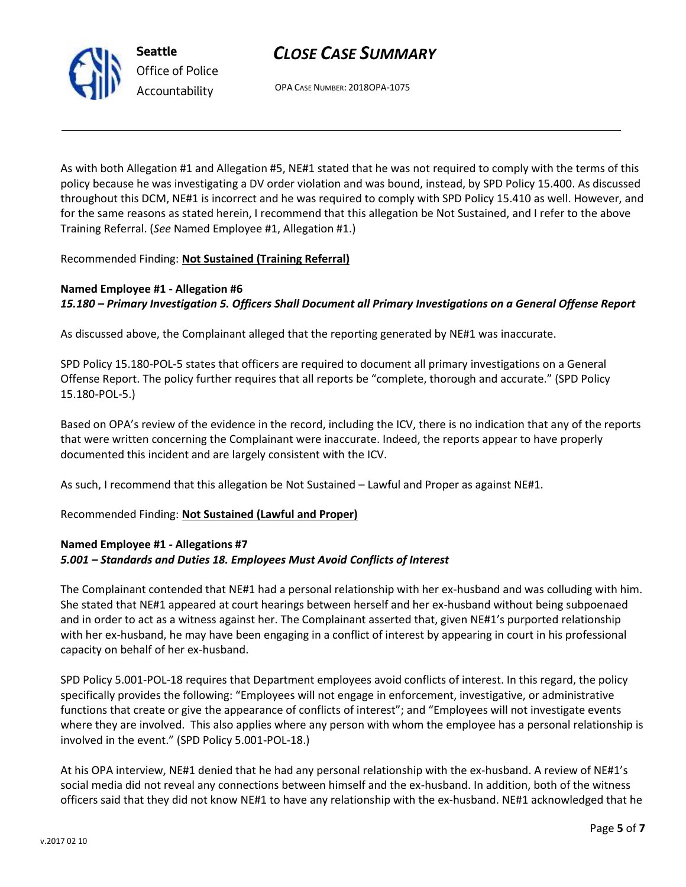As with both Allegation #1 and Allegation #5, NE#1 stated that he was not required to comply with the terms of this policy because he was investigating a DV order violation and was bound, instead, by SPD Policy 15.400. As discussed throughout this DCM, NE#1 is incorrect and he was required to comply with SPD Policy 15.410 as well. However, and for the same reasons as stated herein, I recommend that this allegation be Not Sustained, and I refer to the above Training Referral. (*See* Named Employee #1, Allegation #1.)

Recommended Finding: **Not Sustained (Training Referral)**

**Named Employee #1 - Allegation #6**
***15.180 – Primary Investigation 5. Officers Shall Document all Primary Investigations on a General Offense Report***

As discussed above, the Complainant alleged that the reporting generated by NE#1 was inaccurate.

SPD Policy 15.180-POL-5 states that officers are required to document all primary investigations on a General Offense Report. The policy further requires that all reports be "complete, thorough and accurate." (SPD Policy 15.180-POL-5.)

Based on OPA's review of the evidence in the record, including the ICV, there is no indication that any of the reports that were written concerning the Complainant were inaccurate. Indeed, the reports appear to have properly documented this incident and are largely consistent with the ICV.

As such, I recommend that this allegation be Not Sustained – Lawful and Proper as against NE#1.

Recommended Finding: **Not Sustained (Lawful and Proper)**

**Named Employee #1 - Allegations #7**
***5.001 – Standards and Duties 18. Employees Must Avoid Conflicts of Interest***

The Complainant contended that NE#1 had a personal relationship with her ex-husband and was colluding with him. She stated that NE#1 appeared at court hearings between herself and her ex-husband without being subpoenaed and in order to act as a witness against her. The Complainant asserted that, given NE#1's purported relationship with her ex-husband, he may have been engaging in a conflict of interest by appearing in court in his professional capacity on behalf of her ex-husband.

SPD Policy 5.001-POL-18 requires that Department employees avoid conflicts of interest. In this regard, the policy specifically provides the following: "Employees will not engage in enforcement, investigative, or administrative functions that create or give the appearance of conflicts of interest"; and "Employees will not investigate events where they are involved. This also applies where any person with whom the employee has a personal relationship is involved in the event." (SPD Policy 5.001-POL-18.)

At his OPA interview, NE#1 denied that he had any personal relationship with the ex-husband. A review of NE#1's social media did not reveal any connections between himself and the ex-husband. In addition, both of the witness officers said that they did not know NE#1 to have any relationship with the ex-husband. NE#1 acknowledged that he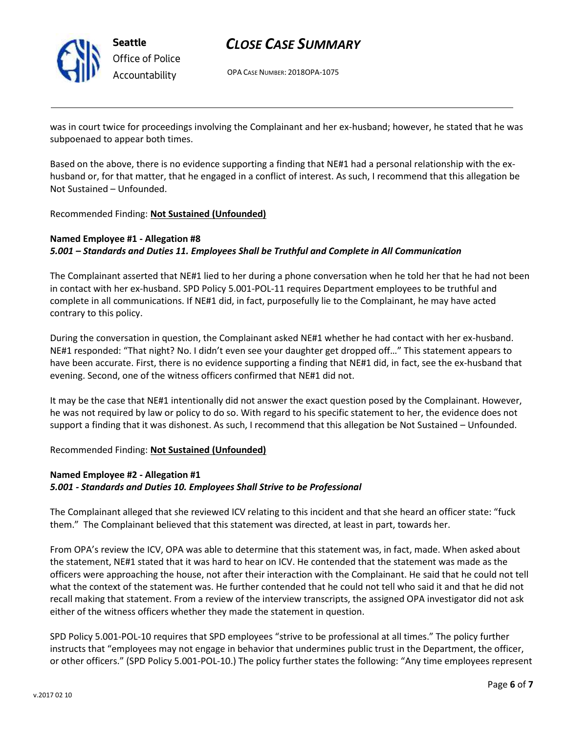was in court twice for proceedings involving the Complainant and her ex-husband; however, he stated that he was subpoenaed to appear both times.

Based on the above, there is no evidence supporting a finding that NE#1 had a personal relationship with the ex-husband or, for that matter, that he engaged in a conflict of interest. As such, I recommend that this allegation be Not Sustained – Unfounded.

Recommended Finding: **Not Sustained (Unfounded)**

**Named Employee #1 - Allegation #8**
***5.001 – Standards and Duties 11. Employees Shall be Truthful and Complete in All Communication***

The Complainant asserted that NE#1 lied to her during a phone conversation when he told her that he had not been in contact with her ex-husband. SPD Policy 5.001-POL-11 requires Department employees to be truthful and complete in all communications. If NE#1 did, in fact, purposefully lie to the Complainant, he may have acted contrary to this policy.

During the conversation in question, the Complainant asked NE#1 whether he had contact with her ex-husband. NE#1 responded: "That night? No. I didn't even see your daughter get dropped off…" This statement appears to have been accurate. First, there is no evidence supporting a finding that NE#1 did, in fact, see the ex-husband that evening. Second, one of the witness officers confirmed that NE#1 did not.

It may be the case that NE#1 intentionally did not answer the exact question posed by the Complainant. However, he was not required by law or policy to do so. With regard to his specific statement to her, the evidence does not support a finding that it was dishonest. As such, I recommend that this allegation be Not Sustained – Unfounded.

Recommended Finding: **Not Sustained (Unfounded)**

**Named Employee #2 - Allegation #1**
***5.001 - Standards and Duties 10. Employees Shall Strive to be Professional***

The Complainant alleged that she reviewed ICV relating to this incident and that she heard an officer state: "fuck them." The Complainant believed that this statement was directed, at least in part, towards her.

From OPA's review the ICV, OPA was able to determine that this statement was, in fact, made. When asked about the statement, NE#1 stated that it was hard to hear on ICV. He contended that the statement was made as the officers were approaching the house, not after their interaction with the Complainant. He said that he could not tell what the context of the statement was. He further contended that he could not tell who said it and that he did not recall making that statement. From a review of the interview transcripts, the assigned OPA investigator did not ask either of the witness officers whether they made the statement in question.

SPD Policy 5.001-POL-10 requires that SPD employees "strive to be professional at all times." The policy further instructs that "employees may not engage in behavior that undermines public trust in the Department, the officer, or other officers." (SPD Policy 5.001-POL-10.) The policy further states the following: "Any time employees represent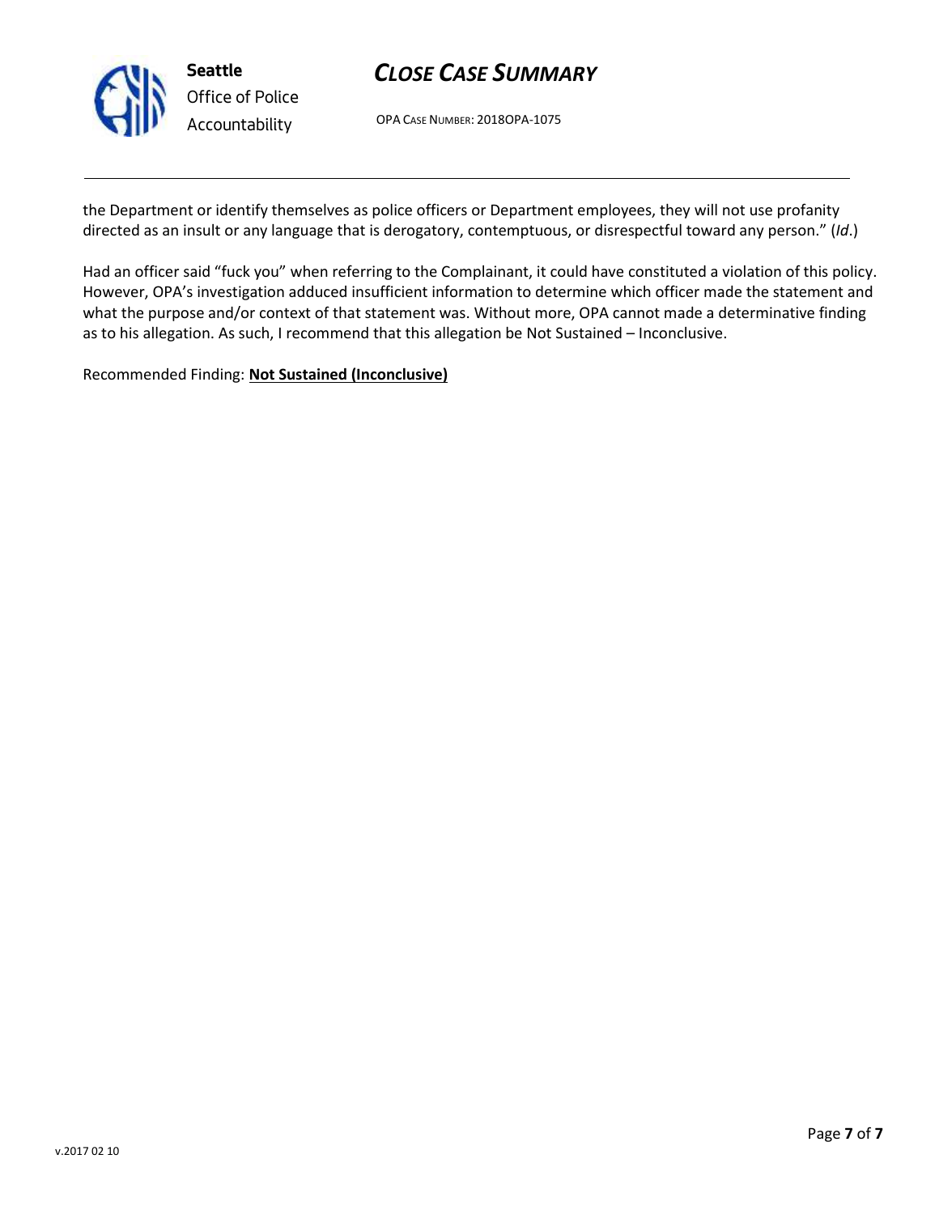the Department or identify themselves as police officers or Department employees, they will not use profanity directed as an insult or any language that is derogatory, contemptuous, or disrespectful toward any person." (*Id*.)

Had an officer said "fuck you" when referring to the Complainant, it could have constituted a violation of this policy. However, OPA's investigation adduced insufficient information to determine which officer made the statement and what the purpose and/or context of that statement was. Without more, OPA cannot made a determinative finding as to his allegation. As such, I recommend that this allegation be Not Sustained – Inconclusive.

Recommended Finding: **Not Sustained (Inconclusive)**